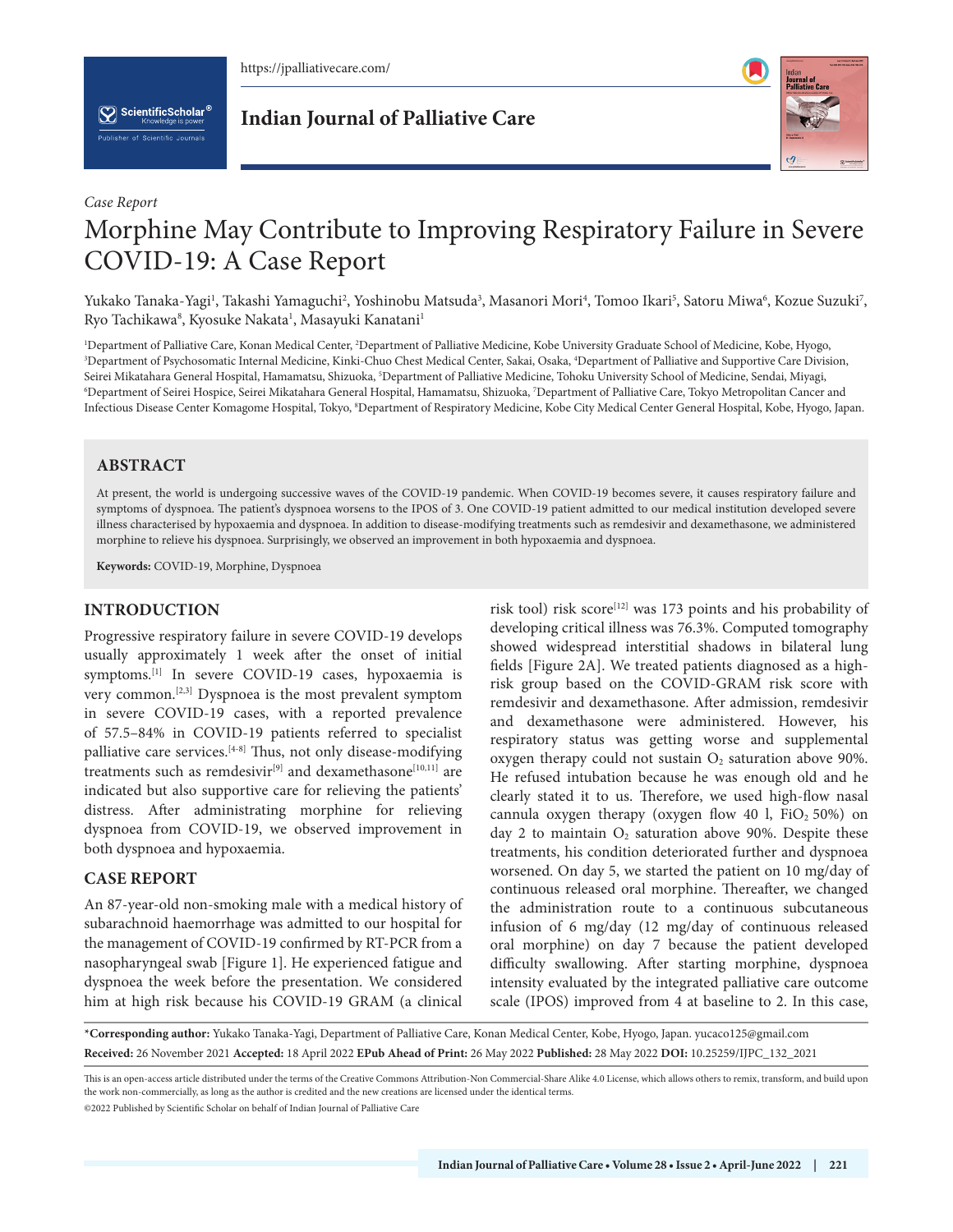*Case Report*

# Morphine May Contribute to Improving Respiratory Failure in Severe COVID-19: A Case Report

Yukako Tanaka-Yagi[1], Takashi Yamaguchi[2], Yoshinobu Matsuda[3], Masanori Mori[4], Tomoo Ikari[5], Satoru Miwa[6], Kozue Suzuki[7], Ryo Tachikawa[8], Kyosuke Nakata[1], Masayuki Kanatani[1]

[1]Department of Palliative Care, Konan Medical Center, [2]Department of Palliative Medicine, Kobe University Graduate School of Medicine, Kobe, Hyogo, [3]Department of Psychosomatic Internal Medicine, Kinki-Chuo Chest Medical Center, Sakai, Osaka, [4]Department of Palliative and Supportive Care Division, Seirei Mikatahara General Hospital, Hamamatsu, Shizuoka, [5]Department of Palliative Medicine, Tohoku University School of Medicine, Sendai, Miyagi, [6]Department of Seirei Hospice, Seirei Mikatahara General Hospital, Hamamatsu, Shizuoka, [7]Department of Palliative Care, Tokyo Metropolitan Cancer and Infectious Disease Center Komagome Hospital, Tokyo, [8]Department of Respiratory Medicine, Kobe City Medical Center General Hospital, Kobe, Hyogo, Japan.

## ABSTRACT

At present, the world is undergoing successive waves of the COVID-19 pandemic. When COVID-19 becomes severe, it causes respiratory failure and symptoms of dyspnoea. The patient's dyspnoea worsens to the IPOS of 3. One COVID-19 patient admitted to our medical institution developed severe illness characterised by hypoxaemia and dyspnoea. In addition to disease-modifying treatments such as remdesivir and dexamethasone, we administered morphine to relieve his dyspnoea. Surprisingly, we observed an improvement in both hypoxaemia and dyspnoea.

**Keywords:** COVID-19, Morphine, Dyspnoea

## INTRODUCTION

Progressive respiratory failure in severe COVID-19 develops usually approximately 1 week after the onset of initial symptoms.[1] In severe COVID-19 cases, hypoxaemia is very common.[2,3] Dyspnoea is the most prevalent symptom in severe COVID-19 cases, with a reported prevalence of 57.5–84% in COVID-19 patients referred to specialist palliative care services.[4-8] Thus, not only disease-modifying treatments such as remdesivir[9] and dexamethasone[10,11] are indicated but also supportive care for relieving the patients' distress. After administering morphine for relieving dyspnoea from COVID-19, we observed improvement in both dyspnoea and hypoxaemia.

## CASE REPORT

An 87-year-old non-smoking male with a medical history of subarachnoid haemorrhage was admitted to our hospital for the management of COVID-19 confirmed by RT-PCR from a nasopharyngeal swab [Figure 1]. He experienced fatigue and dyspnoea the week before the presentation. We considered him at high risk because his COVID-19 GRAM (a clinical risk tool) risk score[12] was 173 points and his probability of developing critical illness was 76.3%. Computed tomography showed widespread interstitial shadows in bilateral lung fields [Figure 2A]. We treated patients diagnosed as a high-risk group based on the COVID-GRAM risk score with remdesivir and dexamethasone. After admission, remdesivir and dexamethasone were administered. However, his respiratory status was getting worse and supplemental oxygen therapy could not sustain $O_2$ saturation above 90%. He refused intubation because he was enough old and he clearly stated it to us. Therefore, we used high-flow nasal cannula oxygen therapy (oxygen flow 40 l, $FiO_2$ 50%) on day 2 to maintain $O_2$ saturation above 90%. Despite these treatments, his condition deteriorated further and dyspnoea worsened. On day 5, we started the patient on 10 mg/day of continuous released oral morphine. Thereafter, we changed the administration route to a continuous subcutaneous infusion of 6 mg/day (12 mg/day of continuous released oral morphine) on day 7 because the patient developed difficulty swallowing. After starting morphine, dyspnoea intensity evaluated by the integrated palliative care outcome scale (IPOS) improved from 4 at baseline to 2. In this case,

*Corresponding author: Yukako Tanaka-Yagi, Department of Palliative Care, Konan Medical Center, Kobe, Hyogo, Japan. yucaco125@gmail.com
**Received:** 26 November 2021 **Accepted:** 18 April 2022 **EPub Ahead of Print:** 26 May 2022 **Published:** 28 May 2022 **DOI:** 10.25259/IJPC_132_2021

This is an open-access article distributed under the terms of the Creative Commons Attribution-Non Commercial-Share Alike 4.0 License, which allows others to remix, transform, and build upon the work non-commercially, as long as the author is credited and the new creations are licensed under the identical terms.
©2022 Published by Scientific Scholar on behalf of Indian Journal of Palliative Care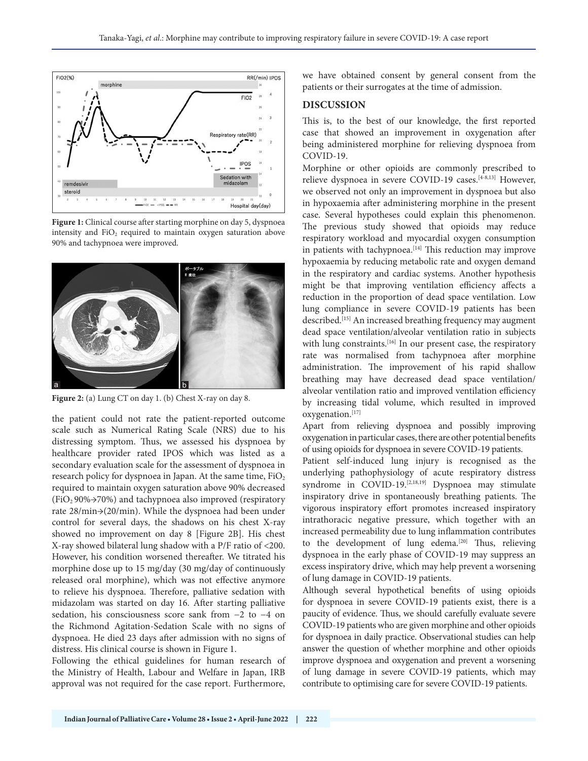Figure 1: Clinical course after starting morphine on day 5, dyspnoea intensity and $FiO_2$ required to maintain oxygen saturation above 90% and tachypnoea were improved.

Figure 2: (a) Lung CT on day 1. (b) Chest X-ray on day 8.

the patient could not rate the patient-reported outcome scale such as Numerical Rating Scale (NRS) due to his distressing symptom. Thus, we assessed his dyspnoea by healthcare provider rated IPOS which was listed as a secondary evaluation scale for the assessment of dyspnoea in research policy for dyspnoea in Japan. At the same time, $FiO_2$ required to maintain oxygen saturation above 90% decreased ($FiO_2$ 90%→70%) and tachypnoea also improved (respiratory rate 28/min→(20/min). While the dyspnoea had been under control for several days, the shadows on his chest X-ray showed no improvement on day 8 [Figure 2B]. His chest X-ray showed bilateral lung shadow with a P/F ratio of <200. However, his condition worsened thereafter. We titrated his morphine dose up to 15 mg/day (30 mg/day of continuously released oral morphine), which was not effective anymore to relieve his dyspnoea. Therefore, palliative sedation with midazolam was started on day 16. After starting palliative sedation, his consciousness score sank from −2 to −4 on the Richmond Agitation-Sedation Scale with no signs of dyspnoea. He died 23 days after admission with no signs of distress. His clinical course is shown in Figure 1.

Following the ethical guidelines for human research of the Ministry of Health, Labour and Welfare in Japan, IRB approval was not required for the case report. Furthermore, we have obtained consent by general consent from the patients or their surrogates at the time of admission.

## DISCUSSION

This is, to the best of our knowledge, the first reported case that showed an improvement in oxygenation after being administered morphine for relieving dyspnoea from COVID-19.

Morphine or other opioids are commonly prescribed to relieve dyspnoea in severe COVID-19 cases.[4-8,13] However, we observed not only an improvement in dyspnoea but also in hypoxaemia after administering morphine in the present case. Several hypotheses could explain this phenomenon. The previous study showed that opioids may reduce respiratory workload and myocardial oxygen consumption in patients with tachypnoea.[14] This reduction may improve hypoxaemia by reducing metabolic rate and oxygen demand in the respiratory and cardiac systems. Another hypothesis might be that improving ventilation efficiency affects a reduction in the proportion of dead space ventilation. Low lung compliance in severe COVID-19 patients has been described.[15] An increased breathing frequency may augment dead space ventilation/alveolar ventilation ratio in subjects with lung constraints.[16] In our present case, the respiratory rate was normalised from tachypnoea after morphine administration. The improvement of his rapid shallow breathing may have decreased dead space ventilation/alveolar ventilation ratio and improved ventilation efficiency by increasing tidal volume, which resulted in improved oxygenation.[17]

Apart from relieving dyspnoea and possibly improving oxygenation in particular cases, there are other potential benefits of using opioids for dyspnoea in severe COVID-19 patients.

Patient self-induced lung injury is recognised as the underlying pathophysiology of acute respiratory distress syndrome in COVID-19.[2,18,19] Dyspnoea may stimulate inspiratory drive in spontaneously breathing patients. The vigorous inspiratory effort promotes increased inspiratory intrathoracic negative pressure, which together with an increased permeability due to lung inflammation contributes to the development of lung edema.[20] Thus, relieving dyspnoea in the early phase of COVID-19 may suppress an excess inspiratory drive, which may help prevent a worsening of lung damage in COVID-19 patients.

Although several hypothetical benefits of using opioids for dyspnoea in severe COVID-19 patients exist, there is a paucity of evidence. Thus, we should carefully evaluate severe COVID-19 patients who are given morphine and other opioids for dyspnoea in daily practice. Observational studies can help answer the question of whether morphine and other opioids improve dyspnoea and oxygenation and prevent a worsening of lung damage in severe COVID-19 patients, which may contribute to optimising care for severe COVID-19 patients.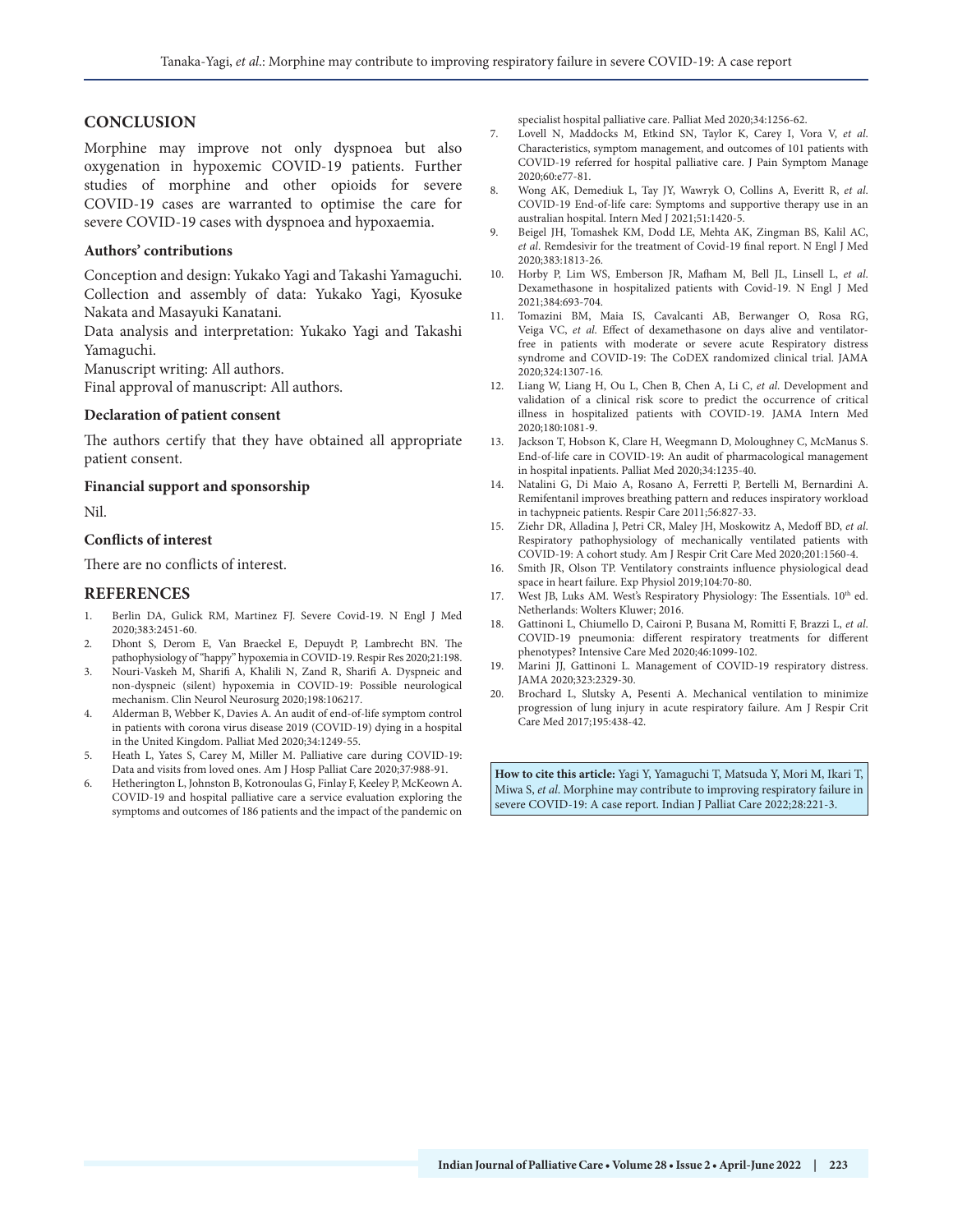## CONCLUSION

Morphine may improve not only dyspnoea but also oxygenation in hypoxemic COVID-19 patients. Further studies of morphine and other opioids for severe COVID-19 cases are warranted to optimise the care for severe COVID-19 cases with dyspnoea and hypoxaemia.

### Authors' contributions

Conception and design: Yukako Yagi and Takashi Yamaguchi.
Collection and assembly of data: Yukako Yagi, Kyosuke Nakata and Masayuki Kanatani.
Data analysis and interpretation: Yukako Yagi and Takashi Yamaguchi.
Manuscript writing: All authors.
Final approval of manuscript: All authors.

### Declaration of patient consent

The authors certify that they have obtained all appropriate patient consent.

### Financial support and sponsorship

Nil.

### Conflicts of interest

There are no conflicts of interest.

## REFERENCES

1. Berlin DA, Gulick RM, Martinez FJ. Severe Covid-19. N Engl J Med 2020;383:2451-60.
2. Dhont S, Derom E, Van Braeckel E, Depuydt P, Lambrecht BN. The pathophysiology of "happy" hypoxemia in COVID-19. Respir Res 2020;21:198.
3. Nouri-Vaskeh M, Sharifi A, Khalili N, Zand R, Sharifi A. Dyspneic and non-dyspneic (silent) hypoxemia in COVID-19: Possible neurological mechanism. Clin Neurol Neurosurg 2020;198:106217.
4. Alderman B, Webber K, Davies A. An audit of end-of-life symptom control in patients with corona virus disease 2019 (COVID-19) dying in a hospital in the United Kingdom. Palliat Med 2020;34:1249-55.
5. Heath L, Yates S, Carey M, Miller M. Palliative care during COVID-19: Data and visits from loved ones. Am J Hosp Palliat Care 2020;37:988-91.
6. Hetherington L, Johnston B, Kotronoulas G, Finlay F, Keeley P, McKeown A. COVID-19 and hospital palliative care a service evaluation exploring the symptoms and outcomes of 186 patients and the impact of the pandemic on specialist hospital palliative care. Palliat Med 2020;34:1256-62.
7. Lovell N, Maddocks M, Etkind SN, Taylor K, Carey I, Vora V, *et al*. Characteristics, symptom management, and outcomes of 101 patients with COVID-19 referred for hospital palliative care. J Pain Symptom Manage 2020;60:e77-81.
8. Wong AK, Demediuk L, Tay JY, Wawryk O, Collins A, Everitt R, *et al*. COVID-19 End-of-life care: Symptoms and supportive therapy use in an australian hospital. Intern Med J 2021;51:1420-5.
9. Beigel JH, Tomashek KM, Dodd LE, Mehta AK, Zingman BS, Kalil AC, *et al*. Remdesivir for the treatment of Covid-19 final report. N Engl J Med 2020;383:1813-26.
10. Horby P, Lim WS, Emberson JR, Mafham M, Bell JL, Linsell L, *et al*. Dexamethasone in hospitalized patients with Covid-19. N Engl J Med 2021;384:693-704.
11. Tomazini BM, Maia IS, Cavalcanti AB, Berwanger O, Rosa RG, Veiga VC, *et al*. Effect of dexamethasone on days alive and ventilator-free in patients with moderate or severe acute Respiratory distress syndrome and COVID-19: The CoDEX randomized clinical trial. JAMA 2020;324:1307-16.
12. Liang W, Liang H, Ou L, Chen B, Chen A, Li C, *et al*. Development and validation of a clinical risk score to predict the occurrence of critical illness in hospitalized patients with COVID-19. JAMA Intern Med 2020;180:1081-9.
13. Jackson T, Hobson K, Clare H, Weegmann D, Moloughney C, McManus S. End-of-life care in COVID-19: An audit of pharmacological management in hospital inpatients. Palliat Med 2020;34:1235-40.
14. Natalini G, Di Maio A, Rosano A, Ferretti P, Bertelli M, Bernardini A. Remifentanil improves breathing pattern and reduces inspiratory workload in tachypneic patients. Respir Care 2011;56:827-33.
15. Ziehr DR, Alladina J, Petri CR, Maley JH, Moskowitz A, Medoff BD, *et al*. Respiratory pathophysiology of mechanically ventilated patients with COVID-19: A cohort study. Am J Respir Crit Care Med 2020;201:1560-4.
16. Smith JR, Olson TP. Ventilatory constraints influence physiological dead space in heart failure. Exp Physiol 2019;104:70-80.
17. West JB, Luks AM. West's Respiratory Physiology: The Essentials. 10th ed. Netherlands: Wolters Kluwer; 2016.
18. Gattinoni L, Chiumello D, Caironi P, Busana M, Romitti F, Brazzi L, *et al*. COVID-19 pneumonia: different respiratory treatments for different phenotypes? Intensive Care Med 2020;46:1099-102.
19. Marini JJ, Gattinoni L. Management of COVID-19 respiratory distress. JAMA 2020;323:2329-30.
20. Brochard L, Slutsky A, Pesenti A. Mechanical ventilation to minimize progression of lung injury in acute respiratory failure. Am J Respir Crit Care Med 2017;195:438-42.

**How to cite this article:** Yagi Y, Yamaguchi T, Matsuda Y, Mori M, Ikari T, Miwa S, *et al*. Morphine may contribute to improving respiratory failure in severe COVID-19: A case report. Indian J Palliat Care 2022;28:221-3.